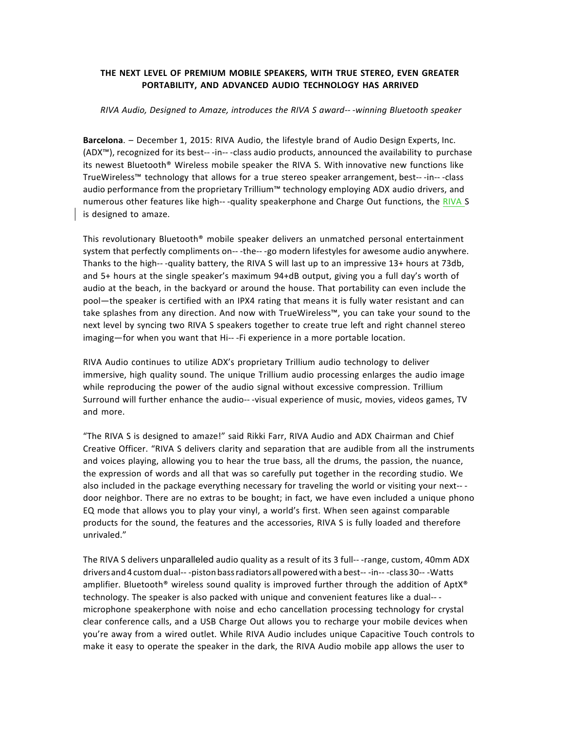**THE NEXT LEVEL OF PREMIUM MOBILE SPEAKERS, WITH TRUE STEREO, EVEN GREATER PORTABILITY, AND ADVANCED AUDIO TECHNOLOGY HAS ARRIVED**

*RIVA Audio, Designed to Amaze, introduces the RIVA S award-- -winning Bluetooth speaker*

**Barcelona**. – December 1, 2015: RIVA Audio, the lifestyle brand of Audio Design Experts, Inc. (ADX™), recognized for its best-- -in-- -class audio products, announced the availability to purchase its newest Bluetooth® Wireless mobile speaker the RIVA S. With innovative new functions like TrueWireless™ technology that allows for a true stereo speaker arrangement, best-- -in-- -class audio performance from the proprietary Trillium™ technology employing ADX audio drivers, and numerous other features like high-- -quality speakerphone and Charge Out functions, the RIVA S is designed to amaze.

This revolutionary Bluetooth® mobile speaker delivers an unmatched personal entertainment system that perfectly compliments on-- -the-- -go modern lifestyles for awesome audio anywhere. Thanks to the high-- -quality battery, the RIVA S will last up to an impressive 13+ hours at 73db, and 5+ hours at the single speaker's maximum 94+dB output, giving you a full day's worth of audio at the beach, in the backyard or around the house. That portability can even include the pool—the speaker is certified with an IPX4 rating that means it is fully water resistant and can take splashes from any direction. And now with TrueWireless™, you can take your sound to the next level by syncing two RIVA S speakers together to create true left and right channel stereo imaging—for when you want that Hi-- -Fi experience in a more portable location.

RIVA Audio continues to utilize ADX's proprietary Trillium audio technology to deliver immersive, high quality sound. The unique Trillium audio processing enlarges the audio image while reproducing the power of the audio signal without excessive compression. Trillium Surround will further enhance the audio-- -visual experience of music, movies, videos games, TV and more.

"The RIVA S is designed to amaze!" said Rikki Farr, RIVA Audio and ADX Chairman and Chief Creative Officer. "RIVA S delivers clarity and separation that are audible from all the instruments and voices playing, allowing you to hear the true bass, all the drums, the passion, the nuance, the expression of words and all that was so carefully put together in the recording studio. We also included in the package everything necessary for traveling the world or visiting your next-- -door neighbor. There are no extras to be bought; in fact, we have even included a unique phono EQ mode that allows you to play your vinyl, a world's first. When seen against comparable products for the sound, the features and the accessories, RIVA S is fully loaded and therefore unrivaled."

The RIVA S delivers unparalleled audio quality as a result of its 3 full-- -range, custom, 40mm ADX drivers and 4 custom dual-- -piston bass radiators all powered with a best-- -in-- -class 30-- -Watts amplifier. Bluetooth® wireless sound quality is improved further through the addition of AptX® technology. The speaker is also packed with unique and convenient features like a dual-- -microphone speakerphone with noise and echo cancellation processing technology for crystal clear conference calls, and a USB Charge Out allows you to recharge your mobile devices when you're away from a wired outlet. While RIVA Audio includes unique Capacitive Touch controls to make it easy to operate the speaker in the dark, the RIVA Audio mobile app allows the user to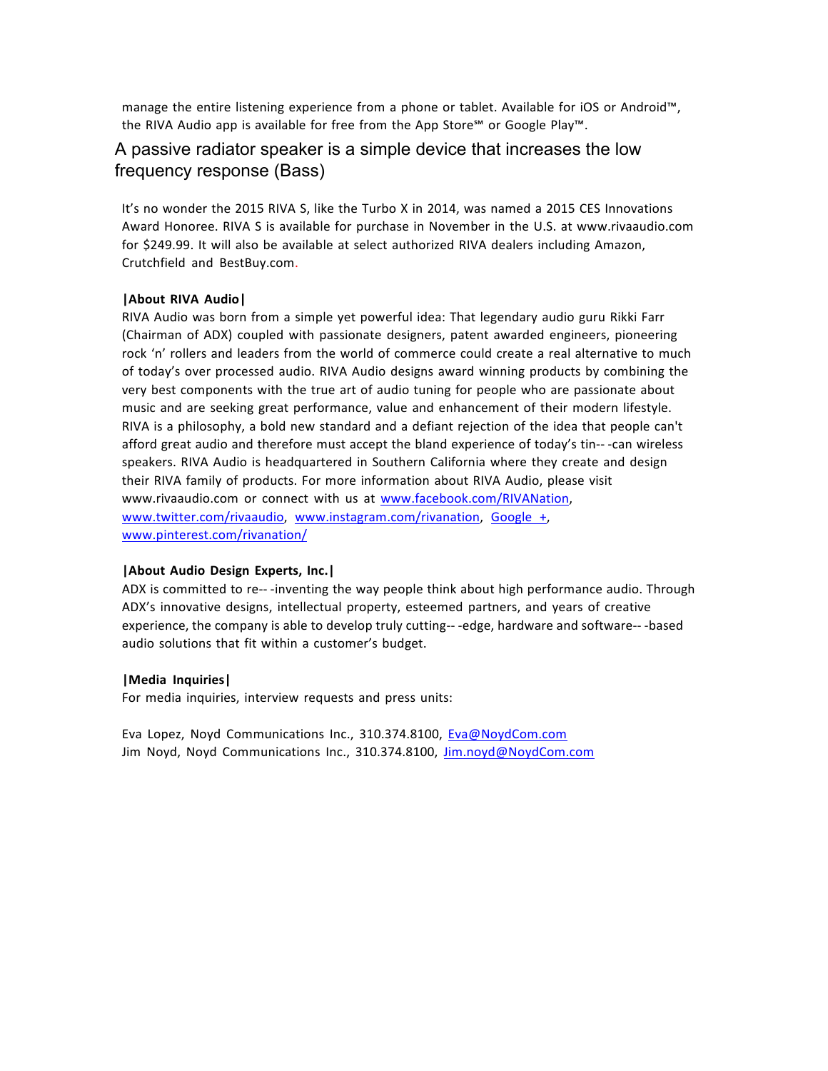manage the entire listening experience from a phone or tablet. Available for iOS or Android™, the RIVA Audio app is available for free from the App Store℠ or Google Play™.

## A passive radiator speaker is a simple device that increases the low frequency response (Bass)

It's no wonder the 2015 RIVA S, like the Turbo X in 2014, was named a 2015 CES Innovations Award Honoree. RIVA S is available for purchase in November in the U.S. at www.rivaaudio.com for $249.99. It will also be available at select authorized RIVA dealers including Amazon, Crutchfield and BestBuy.com.

**|About RIVA Audio|**
RIVA Audio was born from a simple yet powerful idea: That legendary audio guru Rikki Farr (Chairman of ADX) coupled with passionate designers, patent awarded engineers, pioneering rock 'n' rollers and leaders from the world of commerce could create a real alternative to much of today's over processed audio. RIVA Audio designs award winning products by combining the very best components with the true art of audio tuning for people who are passionate about music and are seeking great performance, value and enhancement of their modern lifestyle. RIVA is a philosophy, a bold new standard and a defiant rejection of the idea that people can't afford great audio and therefore must accept the bland experience of today's tin---can wireless speakers. RIVA Audio is headquartered in Southern California where they create and design their RIVA family of products. For more information about RIVA Audio, please visit www.rivaaudio.com or connect with us at www.facebook.com/RIVANation, www.twitter.com/rivaaudio, www.instagram.com/rivanation, Google +, www.pinterest.com/rivanation/

**|About Audio Design Experts, Inc.|**
ADX is committed to re---inventing the way people think about high performance audio. Through ADX's innovative designs, intellectual property, esteemed partners, and years of creative experience, the company is able to develop truly cutting---edge, hardware and software---based audio solutions that fit within a customer's budget.

**|Media Inquiries|**
For media inquiries, interview requests and press units:

Eva Lopez, Noyd Communications Inc., 310.374.8100, Eva@NoydCom.com
Jim Noyd, Noyd Communications Inc., 310.374.8100, Jim.noyd@NoydCom.com